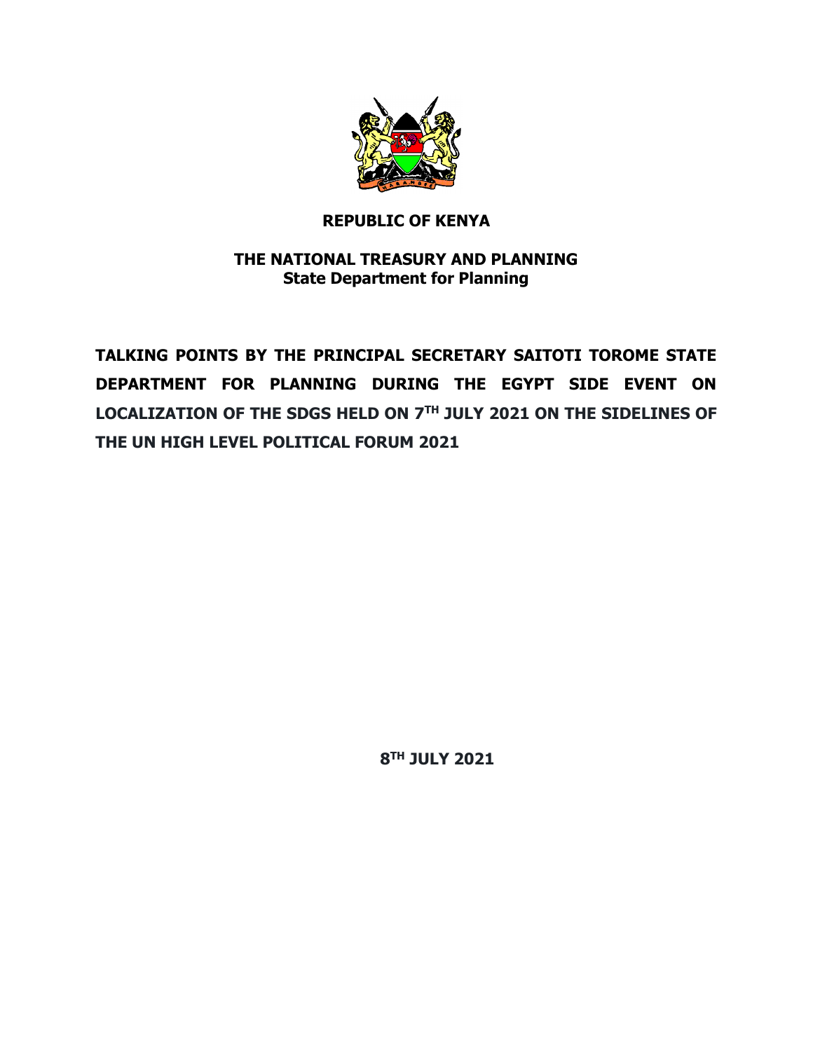**REPUBLIC OF KENYA**

**THE NATIONAL TREASURY AND PLANNING**
**State Department for Planning**

**TALKING POINTS BY THE PRINCIPAL SECRETARY SAITOTI TOROME STATE DEPARTMENT FOR PLANNING DURING THE EGYPT SIDE EVENT ON LOCALIZATION OF THE SDGS HELD ON 7TH JULY 2021 ON THE SIDELINES OF THE UN HIGH LEVEL POLITICAL FORUM 2021**

**8TH JULY 2021**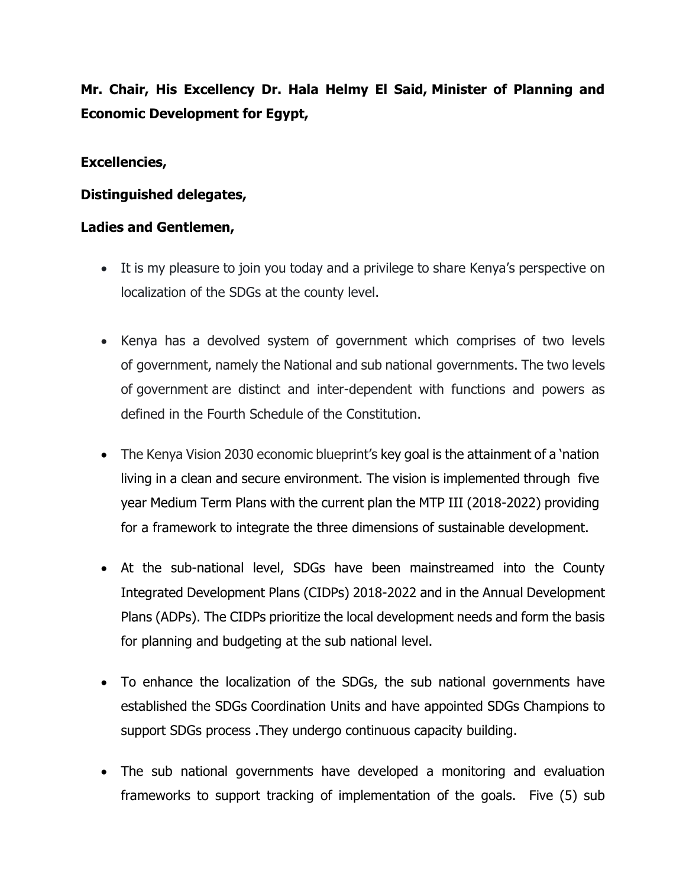**Mr. Chair, His Excellency Dr. Hala Helmy El Said, Minister of Planning and Economic Development for Egypt,**

**Excellencies,**

**Distinguished delegates,**

**Ladies and Gentlemen,**

- It is my pleasure to join you today and a privilege to share Kenya's perspective on localization of the SDGs at the county level.

- Kenya has a devolved system of government which comprises of two levels of government, namely the National and sub national governments. The two levels of government are distinct and inter-dependent with functions and powers as defined in the Fourth Schedule of the Constitution.

- The Kenya Vision 2030 economic blueprint's key goal is the attainment of a 'nation living in a clean and secure environment. The vision is implemented through five year Medium Term Plans with the current plan the MTP III (2018-2022) providing for a framework to integrate the three dimensions of sustainable development.

- At the sub-national level, SDGs have been mainstreamed into the County Integrated Development Plans (CIDPs) 2018-2022 and in the Annual Development Plans (ADPs). The CIDPs prioritize the local development needs and form the basis for planning and budgeting at the sub national level.

- To enhance the localization of the SDGs, the sub national governments have established the SDGs Coordination Units and have appointed SDGs Champions to support SDGs process .They undergo continuous capacity building.

- The sub national governments have developed a monitoring and evaluation frameworks to support tracking of implementation of the goals. Five (5) sub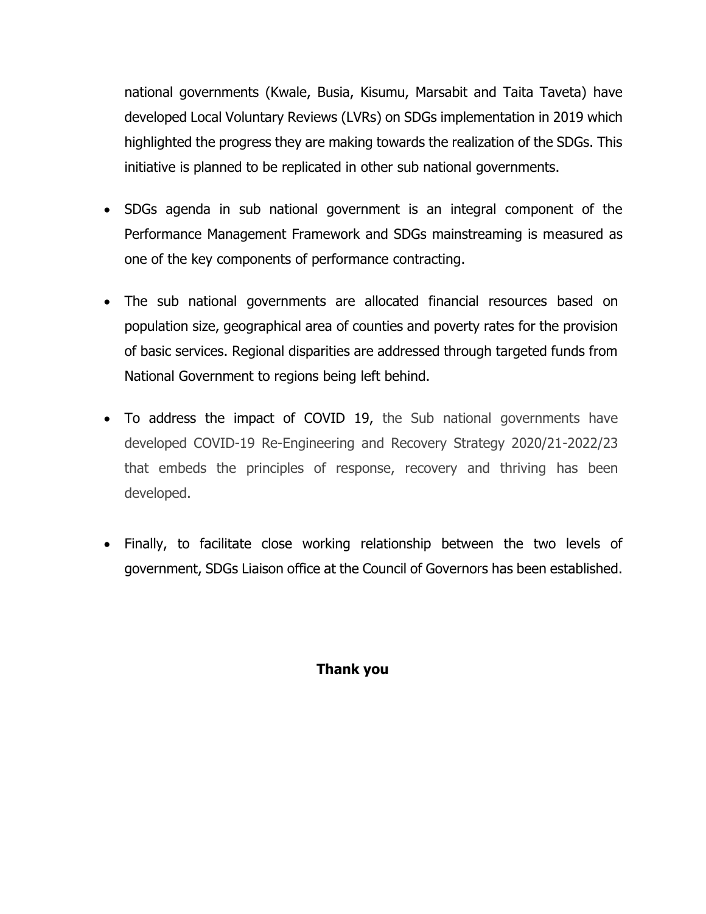national governments (Kwale, Busia, Kisumu, Marsabit and Taita Taveta) have developed Local Voluntary Reviews (LVRs) on SDGs implementation in 2019 which highlighted the progress they are making towards the realization of the SDGs. This initiative is planned to be replicated in other sub national governments.

- SDGs agenda in sub national government is an integral component of the Performance Management Framework and SDGs mainstreaming is measured as one of the key components of performance contracting.

- The sub national governments are allocated financial resources based on population size, geographical area of counties and poverty rates for the provision of basic services. Regional disparities are addressed through targeted funds from National Government to regions being left behind.

- To address the impact of COVID 19, the Sub national governments have developed COVID-19 Re-Engineering and Recovery Strategy 2020/21-2022/23 that embeds the principles of response, recovery and thriving has been developed.

- Finally, to facilitate close working relationship between the two levels of government, SDGs Liaison office at the Council of Governors has been established.

**Thank you**